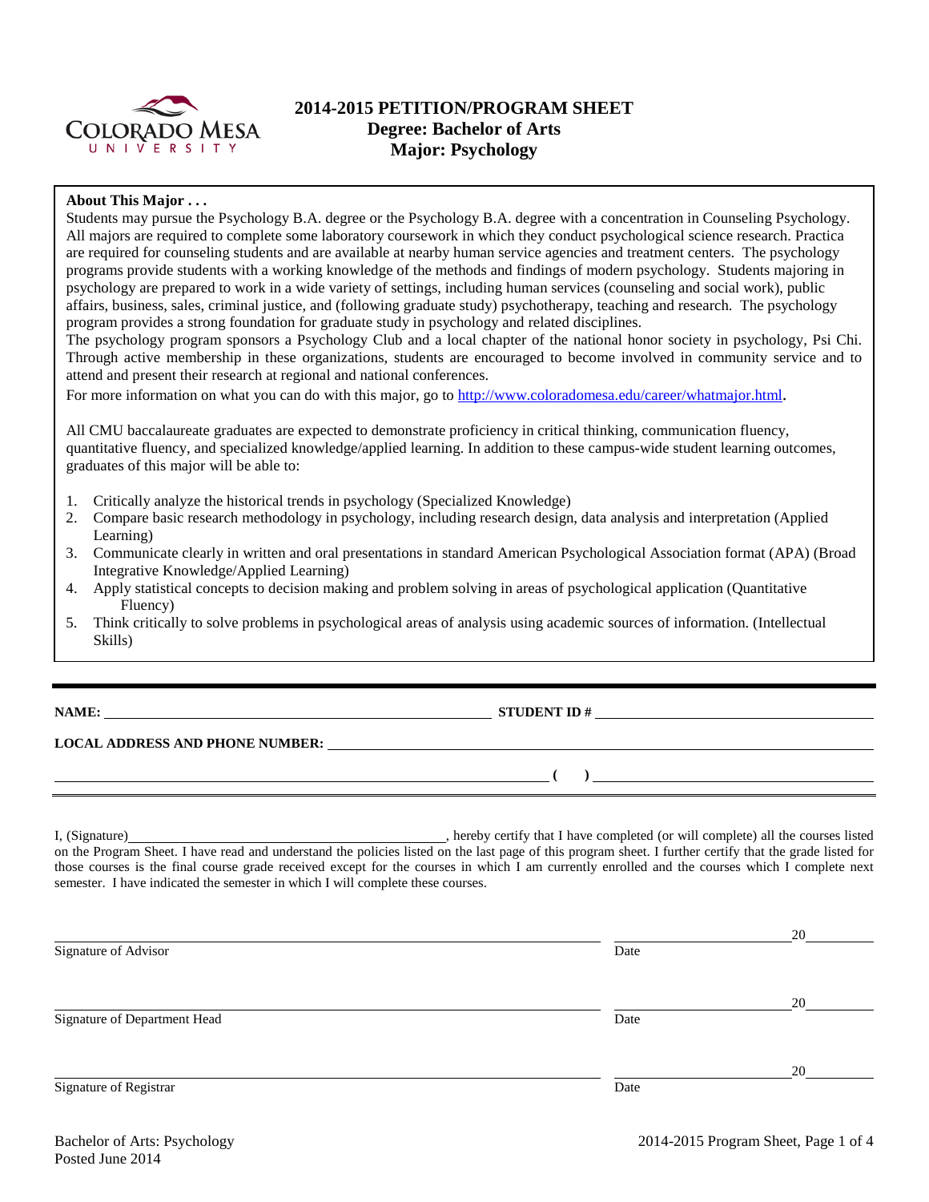# 2014-2015 PETITION/PROGRAM SHEET
## Degree: Bachelor of Arts
## Major: Psychology

**About This Major . . .**

Students may pursue the Psychology B.A. degree or the Psychology B.A. degree with a concentration in Counseling Psychology. All majors are required to complete some laboratory coursework in which they conduct psychological science research. Practica are required for counseling students and are available at nearby human service agencies and treatment centers. The psychology programs provide students with a working knowledge of the methods and findings of modern psychology. Students majoring in psychology are prepared to work in a wide variety of settings, including human services (counseling and social work), public affairs, business, sales, criminal justice, and (following graduate study) psychotherapy, teaching and research. The psychology program provides a strong foundation for graduate study in psychology and related disciplines.

The psychology program sponsors a Psychology Club and a local chapter of the national honor society in psychology, Psi Chi. Through active membership in these organizations, students are encouraged to become involved in community service and to attend and present their research at regional and national conferences.

For more information on what you can do with this major, go to http://www.coloradomesa.edu/career/whatmajor.html.

All CMU baccalaureate graduates are expected to demonstrate proficiency in critical thinking, communication fluency, quantitative fluency, and specialized knowledge/applied learning. In addition to these campus-wide student learning outcomes, graduates of this major will be able to:

1. Critically analyze the historical trends in psychology (Specialized Knowledge)
2. Compare basic research methodology in psychology, including research design, data analysis and interpretation (Applied Learning)
3. Communicate clearly in written and oral presentations in standard American Psychological Association format (APA) (Broad Integrative Knowledge/Applied Learning)
4. Apply statistical concepts to decision making and problem solving in areas of psychological application (Quantitative Fluency)
5. Think critically to solve problems in psychological areas of analysis using academic sources of information. (Intellectual Skills)

---

**NAME:** ______________________________ **STUDENT ID #** ______________________________

**LOCAL ADDRESS AND PHONE NUMBER:** ______________________________

______________________________ **( )** ______________________________

I, (Signature)______________________________, hereby certify that I have completed (or will complete) all the courses listed on the Program Sheet. I have read and understand the policies listed on the last page of this program sheet. I further certify that the grade listed for those courses is the final course grade received except for the courses in which I am currently enrolled and the courses which I complete next semester. I have indicated the semester in which I will complete these courses.

______________________________ ______________ 20______
Signature of Advisor Date

______________________________ ______________ 20______
Signature of Department Head Date

______________________________ ______________ 20______
Signature of Registrar Date

Bachelor of Arts: Psychology
Posted June 2014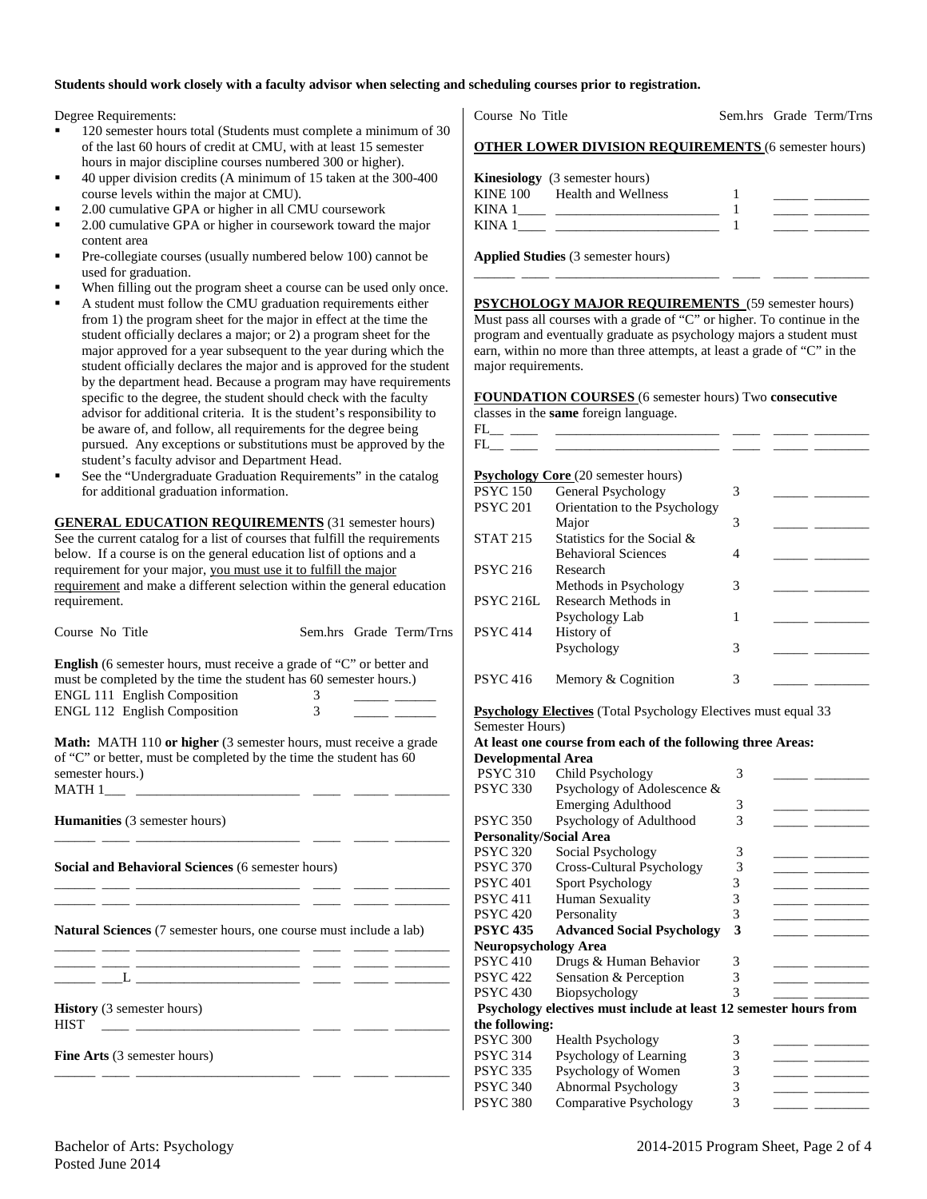**Students should work closely with a faculty advisor when selecting and scheduling courses prior to registration.**

Degree Requirements:

- 120 semester hours total (Students must complete a minimum of 30 of the last 60 hours of credit at CMU, with at least 15 semester hours in major discipline courses numbered 300 or higher).
- 40 upper division credits (A minimum of 15 taken at the 300-400 course levels within the major at CMU).
- 2.00 cumulative GPA or higher in all CMU coursework
- 2.00 cumulative GPA or higher in coursework toward the major content area
- Pre-collegiate courses (usually numbered below 100) cannot be used for graduation.
- When filling out the program sheet a course can be used only once.
- A student must follow the CMU graduation requirements either from 1) the program sheet for the major in effect at the time the student officially declares a major; or 2) a program sheet for the major approved for a year subsequent to the year during which the student officially declares the major and is approved for the student by the department head. Because a program may have requirements specific to the degree, the student should check with the faculty advisor for additional criteria. It is the student's responsibility to be aware of, and follow, all requirements for the degree being pursued. Any exceptions or substitutions must be approved by the student's faculty advisor and Department Head.
- See the "Undergraduate Graduation Requirements" in the catalog for additional graduation information.

**GENERAL EDUCATION REQUIREMENTS** (31 semester hours) See the current catalog for a list of courses that fulfill the requirements below. If a course is on the general education list of options and a requirement for your major, you must use it to fulfill the major requirement and make a different selection within the general education requirement.

| Course No | Title | Sem.hrs | Grade | Term/Trns |
|---|---|---|---|---|
| **English** (6 semester hours, must receive a grade of "C" or better and must be completed by the time the student has 60 semester hours.) | | | | |
| ENGL 111 | English Composition | 3 | _____ | ______ |
| ENGL 112 | English Composition | 3 | _____ | ______ |
| **Math:** MATH 110 **or higher** (3 semester hours, must receive a grade of "C" or better, must be completed by the time the student has 60 semester hours.) | | | | |
| MATH 1___ | ______________________ | ____ | _____ | ________ |
| **Humanities** (3 semester hours) | | | | |
| ______ ____ | ______________________ | ____ | _____ | ________ |
| **Social and Behavioral Sciences** (6 semester hours) | | | | |
| ______ ____ | ______________________ | ____ | _____ | ________ |
| ______ ____ | ______________________ | ____ | _____ | ________ |
| **Natural Sciences** (7 semester hours, one course must include a lab) | | | | |
| ______ ____ | ______________________ | ____ | _____ | ________ |
| ______ ____ | ______________________ | ____ | _____ | ________ |
| ______ ___L | ______________________ | ____ | _____ | ________ |
| **History** (3 semester hours) | | | | |
| HIST ____ | ______________________ | ____ | _____ | ________ |
| **Fine Arts** (3 semester hours) | | | | |
| ______ ____ | ______________________ | ____ | _____ | ________ |

| Course No | Title | Sem.hrs | Grade | Term/Trns |
|---|---|---|---|---|
| **OTHER LOWER DIVISION REQUIREMENTS** (6 semester hours) | | | | |
| **Kinesiology** (3 semester hours) | | | | |
| KINE 100 | Health and Wellness | 1 | _____ | ________ |
| KINA 1____ | ______________________ | 1 | _____ | ________ |
| KINA 1____ | ______________________ | 1 | _____ | ________ |
| **Applied Studies** (3 semester hours) | | | | |
| ______ ____ | ______________________ | ____ | _____ | ________ |

**PSYCHOLOGY MAJOR REQUIREMENTS** (59 semester hours) Must pass all courses with a grade of "C" or higher. To continue in the program and eventually graduate as psychology majors a student must earn, within no more than three attempts, at least a grade of "C" in the major requirements.

**FOUNDATION COURSES** (6 semester hours) Two **consecutive** classes in the **same** foreign language.

| Course No | Title | Sem.hrs | Grade | Term/Trns |
|---|---|---|---|---|
| FL__ ____ | ______________________ | ____ | _____ | ________ |
| FL__ ____ | ______________________ | ____ | _____ | ________ |
| **Psychology Core** (20 semester hours) | | | | |
| PSYC 150 | General Psychology | 3 | _____ | ________ |
| PSYC 201 | Orientation to the Psychology Major | 3 | _____ | ________ |
| STAT 215 | Statistics for the Social & Behavioral Sciences | 4 | _____ | ________ |
| PSYC 216 | Research Methods in Psychology | 3 | _____ | ________ |
| PSYC 216L | Research Methods in Psychology Lab | 1 | _____ | ________ |
| PSYC 414 | History of Psychology | 3 | _____ | ________ |
| PSYC 416 | Memory & Cognition | 3 | _____ | ________ |

**Psychology Electives** (Total Psychology Electives must equal 33 Semester Hours)

**At least one course from each of the following three Areas:**

| Course No | Title | Sem.hrs | Grade | Term/Trns |
|---|---|---|---|---|
| **Developmental Area** | | | | |
| PSYC 310 | Child Psychology | 3 | _____ | ________ |
| PSYC 330 | Psychology of Adolescence & Emerging Adulthood | 3 | _____ | ________ |
| PSYC 350 | Psychology of Adulthood | 3 | _____ | ________ |
| **Personality/Social Area** | | | | |
| PSYC 320 | Social Psychology | 3 | _____ | ________ |
| PSYC 370 | Cross-Cultural Psychology | 3 | _____ | ________ |
| PSYC 401 | Sport Psychology | 3 | _____ | ________ |
| PSYC 411 | Human Sexuality | 3 | _____ | ________ |
| PSYC 420 | Personality | 3 | _____ | ________ |
| **PSYC 435** | **Advanced Social Psychology** | **3** | _____ | ________ |
| **Neuropsychology Area** | | | | |
| PSYC 410 | Drugs & Human Behavior | 3 | _____ | ________ |
| PSYC 422 | Sensation & Perception | 3 | _____ | ________ |
| PSYC 430 | Biopsychology | 3 | _____ | ________ |

**Psychology electives must include at least 12 semester hours from the following:**

| Course No | Title | Sem.hrs | Grade | Term/Trns |
|---|---|---|---|---|
| PSYC 300 | Health Psychology | 3 | _____ | ________ |
| PSYC 314 | Psychology of Learning | 3 | _____ | ________ |
| PSYC 335 | Psychology of Women | 3 | _____ | ________ |
| PSYC 340 | Abnormal Psychology | 3 | _____ | ________ |
| PSYC 380 | Comparative Psychology | 3 | _____ | ________ |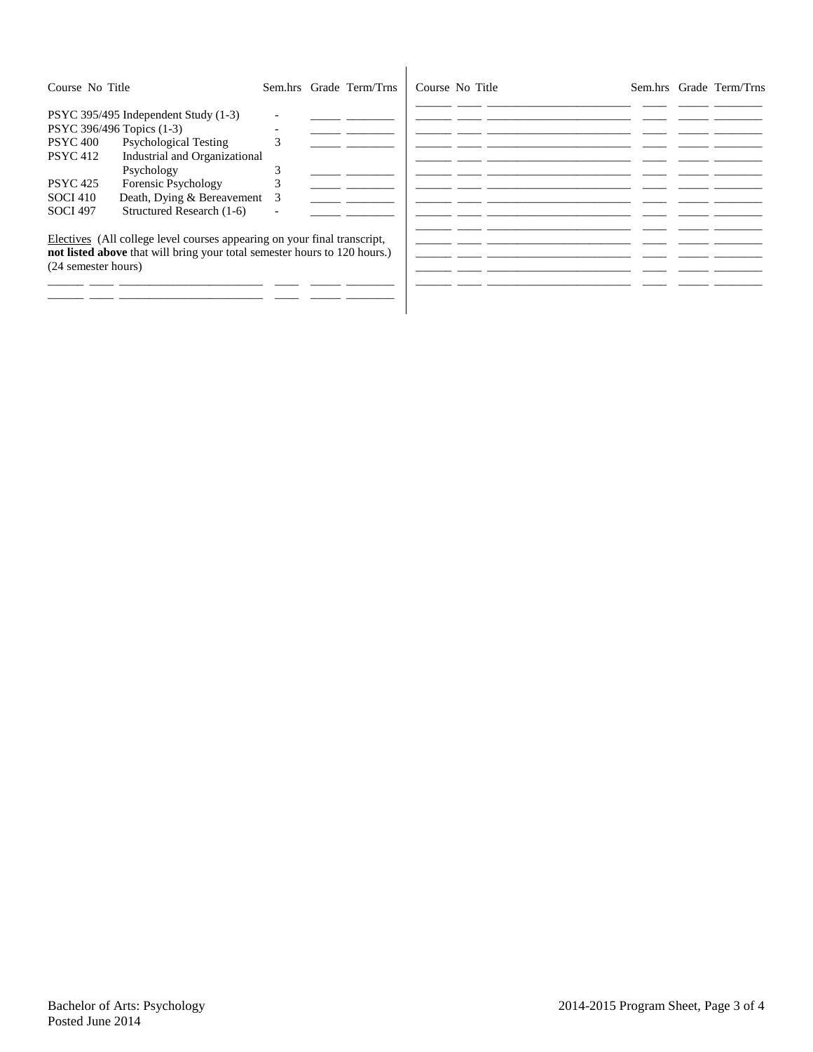| Course No | Title | Sem.hrs | Grade | Term/Trns |
|---|---|---|---|---|
| PSYC 395/495 | Independent Study (1-3) | - | | |
| PSYC 396/496 | Topics (1-3) | - | | |
| PSYC 400 | Psychological Testing | 3 | | |
| PSYC 412 | Industrial and Organizational Psychology | 3 | | |
| PSYC 425 | Forensic Psychology | 3 | | |
| SOCI 410 | Death, Dying & Bereavement | 3 | | |
| SOCI 497 | Structured Research (1-6) | - | | |

Electives (All college level courses appearing on your final transcript, **not listed above** that will bring your total semester hours to 120 hours.) (24 semester hours)

| Course | No | Title | Sem.hrs | Grade | Term/Trns |
|---|---|---|---|---|---|
| | | | | | |
| | | | | | |
| | | | | | |
| | | | | | |
| | | | | | |
| | | | | | |
| | | | | | |
| | | | | | |
| | | | | | |
| | | | | | |
| | | | | | |
| | | | | | |
| | | | | | |
| | | | | | |

Bachelor of Arts: Psychology
Posted June 2014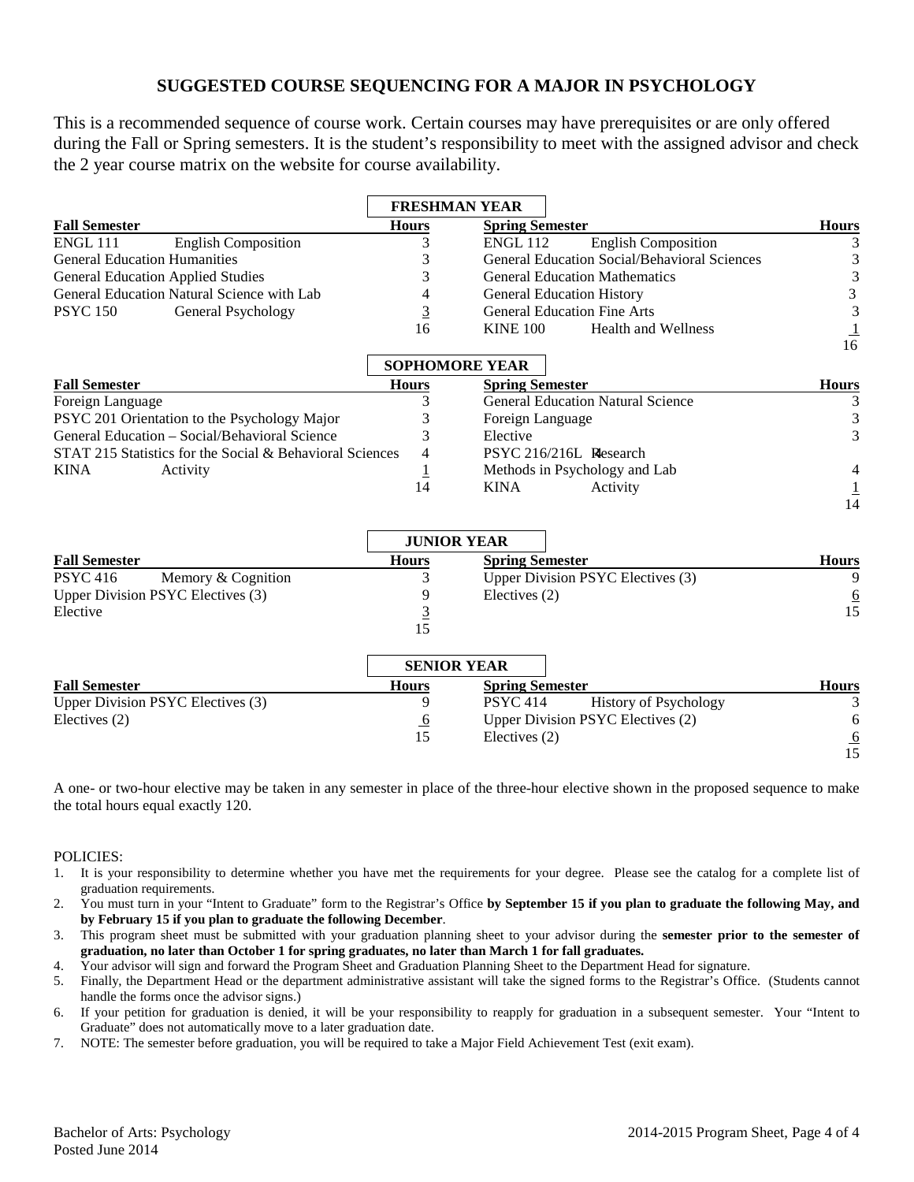**SUGGESTED COURSE SEQUENCING FOR A MAJOR IN PSYCHOLOGY**

This is a recommended sequence of course work. Certain courses may have prerequisites or are only offered during the Fall or Spring semesters. It is the student's responsibility to meet with the assigned advisor and check the 2 year course matrix on the website for course availability.

**FRESHMAN YEAR**

| Fall Semester | Hours | Spring Semester | Hours |
|---|---|---|---|
| ENGL 111 English Composition | 3 | ENGL 112 English Composition | 3 |
| General Education Humanities | 3 | General Education Social/Behavioral Sciences | 3 |
| General Education Applied Studies | 3 | General Education Mathematics | 3 |
| General Education Natural Science with Lab | 4 | General Education History | 3 |
| PSYC 150 General Psychology | 3 | General Education Fine Arts | 3 |
| | 16 | KINE 100 Health and Wellness | 1 |
| | | | 16 |

**SOPHOMORE YEAR**

| Fall Semester | Hours | Spring Semester | Hours |
|---|---|---|---|
| Foreign Language | 3 | General Education Natural Science | 3 |
| PSYC 201 Orientation to the Psychology Major | 3 | Foreign Language | 3 |
| General Education – Social/Behavioral Science | 3 | Elective | 3 |
| STAT 215 Statistics for the Social & Behavioral Sciences | 4 | PSYC 216/216L Research Methods in Psychology and Lab | 4 |
| KINA Activity | 1 | KINA Activity | 1 |
| | 14 | | 14 |

**JUNIOR YEAR**

| Fall Semester | Hours | Spring Semester | Hours |
|---|---|---|---|
| PSYC 416 Memory & Cognition | 3 | Upper Division PSYC Electives (3) | 9 |
| Upper Division PSYC Electives (3) | 9 | Electives (2) | 6 |
| Elective | 3 | | 15 |
| | 15 | | |

**SENIOR YEAR**

| Fall Semester | Hours | Spring Semester | Hours |
|---|---|---|---|
| Upper Division PSYC Electives (3) | 9 | PSYC 414 History of Psychology | 3 |
| Electives (2) | 6 | Upper Division PSYC Electives (2) | 6 |
| | 15 | Electives (2) | 6 |
| | | | 15 |

A one- or two-hour elective may be taken in any semester in place of the three-hour elective shown in the proposed sequence to make the total hours equal exactly 120.

POLICIES:

1. It is your responsibility to determine whether you have met the requirements for your degree. Please see the catalog for a complete list of graduation requirements.
2. You must turn in your "Intent to Graduate" form to the Registrar's Office **by September 15 if you plan to graduate the following May, and by February 15 if you plan to graduate the following December**.
3. This program sheet must be submitted with your graduation planning sheet to your advisor during the **semester prior to the semester of graduation, no later than October 1 for spring graduates, no later than March 1 for fall graduates.**
4. Your advisor will sign and forward the Program Sheet and Graduation Planning Sheet to the Department Head for signature.
5. Finally, the Department Head or the department administrative assistant will take the signed forms to the Registrar's Office. (Students cannot handle the forms once the advisor signs.)
6. If your petition for graduation is denied, it will be your responsibility to reapply for graduation in a subsequent semester. Your "Intent to Graduate" does not automatically move to a later graduation date.
7. NOTE: The semester before graduation, you will be required to take a Major Field Achievement Test (exit exam).

Bachelor of Arts: Psychology
Posted June 2014